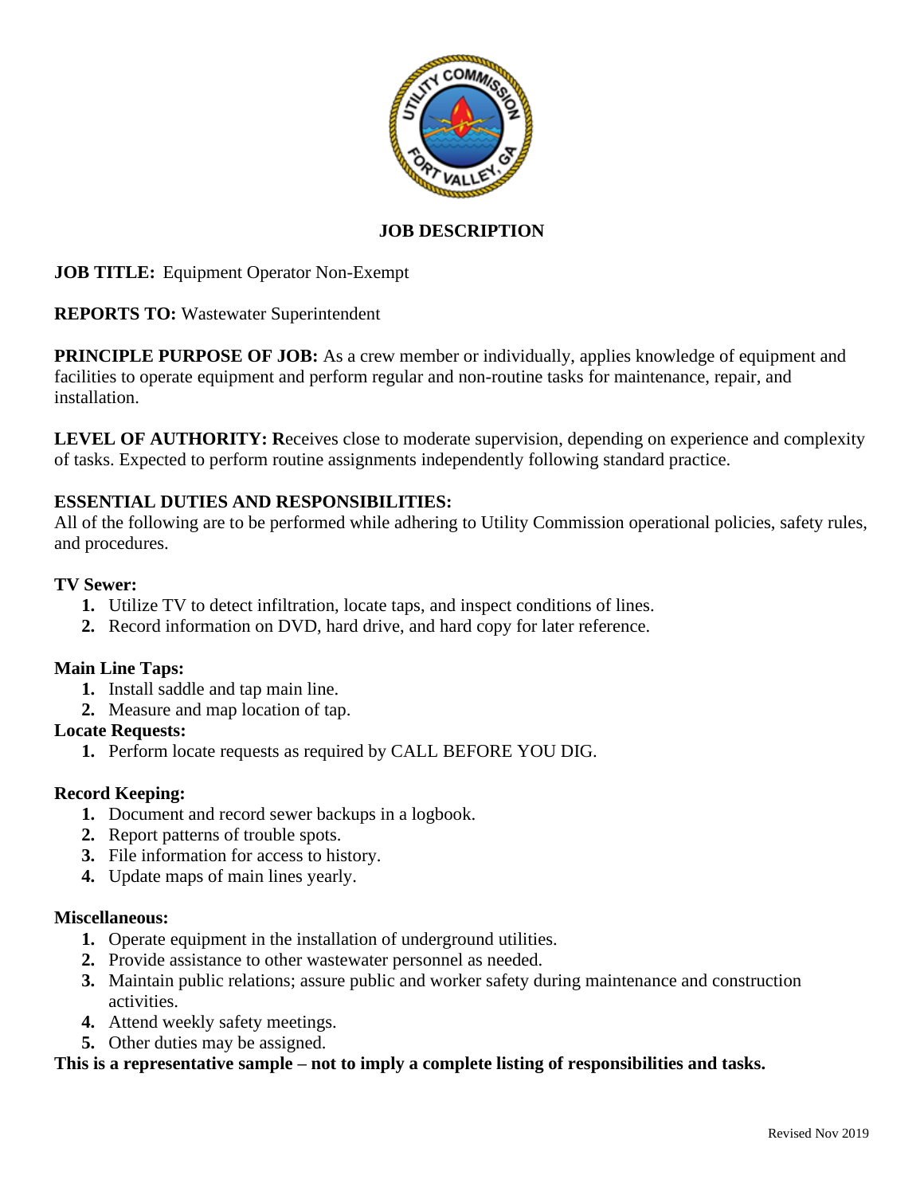# JOB DESCRIPTION

**JOB TITLE:** Equipment Operator Non-Exempt

**REPORTS TO:** Wastewater Superintendent

**PRINCIPLE PURPOSE OF JOB:** As a crew member or individually, applies knowledge of equipment and facilities to operate equipment and perform regular and non-routine tasks for maintenance, repair, and installation.

**LEVEL OF AUTHORITY: R**eceives close to moderate supervision, depending on experience and complexity of tasks. Expected to perform routine assignments independently following standard practice.

**ESSENTIAL DUTIES AND RESPONSIBILITIES:**
All of the following are to be performed while adhering to Utility Commission operational policies, safety rules, and procedures.

**TV Sewer:**

1. Utilize TV to detect infiltration, locate taps, and inspect conditions of lines.
2. Record information on DVD, hard drive, and hard copy for later reference.

**Main Line Taps:**

1. Install saddle and tap main line.
2. Measure and map location of tap.

**Locate Requests:**

1. Perform locate requests as required by CALL BEFORE YOU DIG.

**Record Keeping:**

1. Document and record sewer backups in a logbook.
2. Report patterns of trouble spots.
3. File information for access to history.
4. Update maps of main lines yearly.

**Miscellaneous:**

1. Operate equipment in the installation of underground utilities.
2. Provide assistance to other wastewater personnel as needed.
3. Maintain public relations; assure public and worker safety during maintenance and construction activities.
4. Attend weekly safety meetings.
5. Other duties may be assigned.

**This is a representative sample – not to imply a complete listing of responsibilities and tasks.**

Revised Nov 2019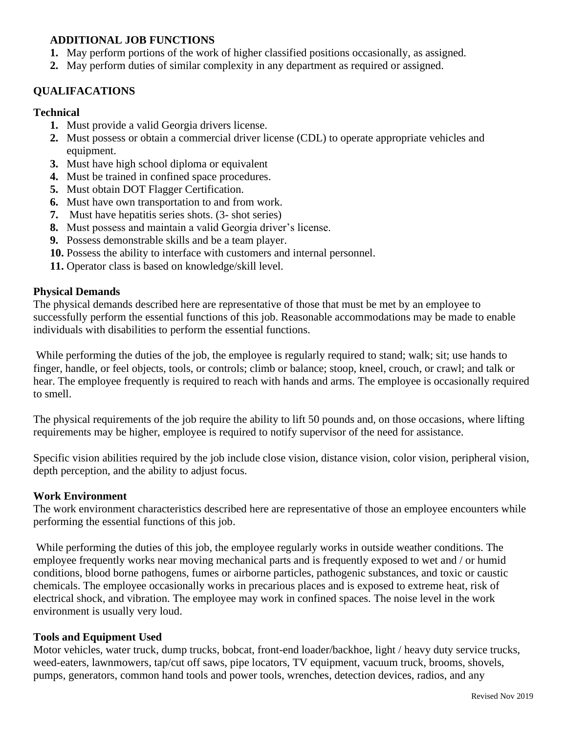### ADDITIONAL JOB FUNCTIONS

1. May perform portions of the work of higher classified positions occasionally, as assigned.
2. May perform duties of similar complexity in any department as required or assigned.

## QUALIFACATIONS

### Technical

1. Must provide a valid Georgia drivers license.
2. Must possess or obtain a commercial driver license (CDL) to operate appropriate vehicles and equipment.
3. Must have high school diploma or equivalent
4. Must be trained in confined space procedures.
5. Must obtain DOT Flagger Certification.
6. Must have own transportation to and from work.
7. Must have hepatitis series shots. (3- shot series)
8. Must possess and maintain a valid Georgia driver's license.
9. Possess demonstrable skills and be a team player.
10. Possess the ability to interface with customers and internal personnel.
11. Operator class is based on knowledge/skill level.

### Physical Demands

The physical demands described here are representative of those that must be met by an employee to successfully perform the essential functions of this job. Reasonable accommodations may be made to enable individuals with disabilities to perform the essential functions.

While performing the duties of the job, the employee is regularly required to stand; walk; sit; use hands to finger, handle, or feel objects, tools, or controls; climb or balance; stoop, kneel, crouch, or crawl; and talk or hear. The employee frequently is required to reach with hands and arms. The employee is occasionally required to smell.

The physical requirements of the job require the ability to lift 50 pounds and, on those occasions, where lifting requirements may be higher, employee is required to notify supervisor of the need for assistance.

Specific vision abilities required by the job include close vision, distance vision, color vision, peripheral vision, depth perception, and the ability to adjust focus.

### Work Environment

The work environment characteristics described here are representative of those an employee encounters while performing the essential functions of this job.

While performing the duties of this job, the employee regularly works in outside weather conditions. The employee frequently works near moving mechanical parts and is frequently exposed to wet and / or humid conditions, blood borne pathogens, fumes or airborne particles, pathogenic substances, and toxic or caustic chemicals. The employee occasionally works in precarious places and is exposed to extreme heat, risk of electrical shock, and vibration. The employee may work in confined spaces. The noise level in the work environment is usually very loud.

### Tools and Equipment Used

Motor vehicles, water truck, dump trucks, bobcat, front-end loader/backhoe, light / heavy duty service trucks, weed-eaters, lawnmowers, tap/cut off saws, pipe locators, TV equipment, vacuum truck, brooms, shovels, pumps, generators, common hand tools and power tools, wrenches, detection devices, radios, and any

Revised Nov 2019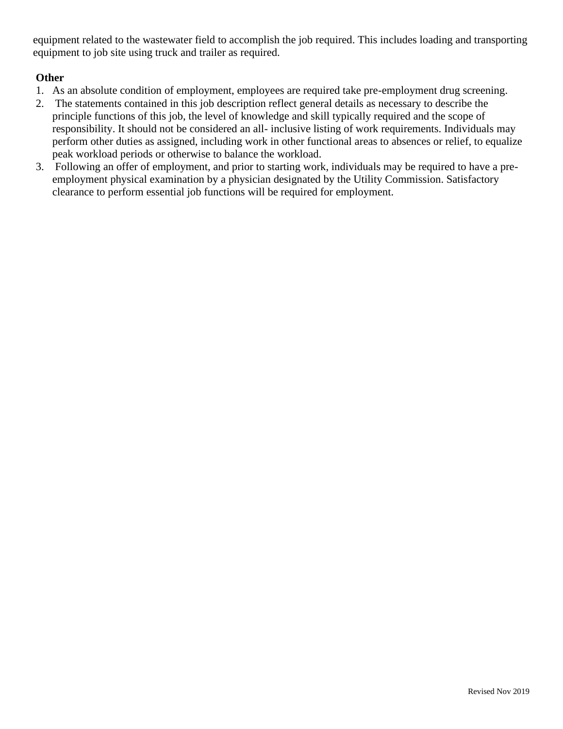equipment related to the wastewater field to accomplish the job required. This includes loading and transporting equipment to job site using truck and trailer as required.

**Other**

1. As an absolute condition of employment, employees are required take pre-employment drug screening.
2. The statements contained in this job description reflect general details as necessary to describe the principle functions of this job, the level of knowledge and skill typically required and the scope of responsibility. It should not be considered an all- inclusive listing of work requirements. Individuals may perform other duties as assigned, including work in other functional areas to absences or relief, to equalize peak workload periods or otherwise to balance the workload.
3. Following an offer of employment, and prior to starting work, individuals may be required to have a pre-employment physical examination by a physician designated by the Utility Commission. Satisfactory clearance to perform essential job functions will be required for employment.

Revised Nov 2019